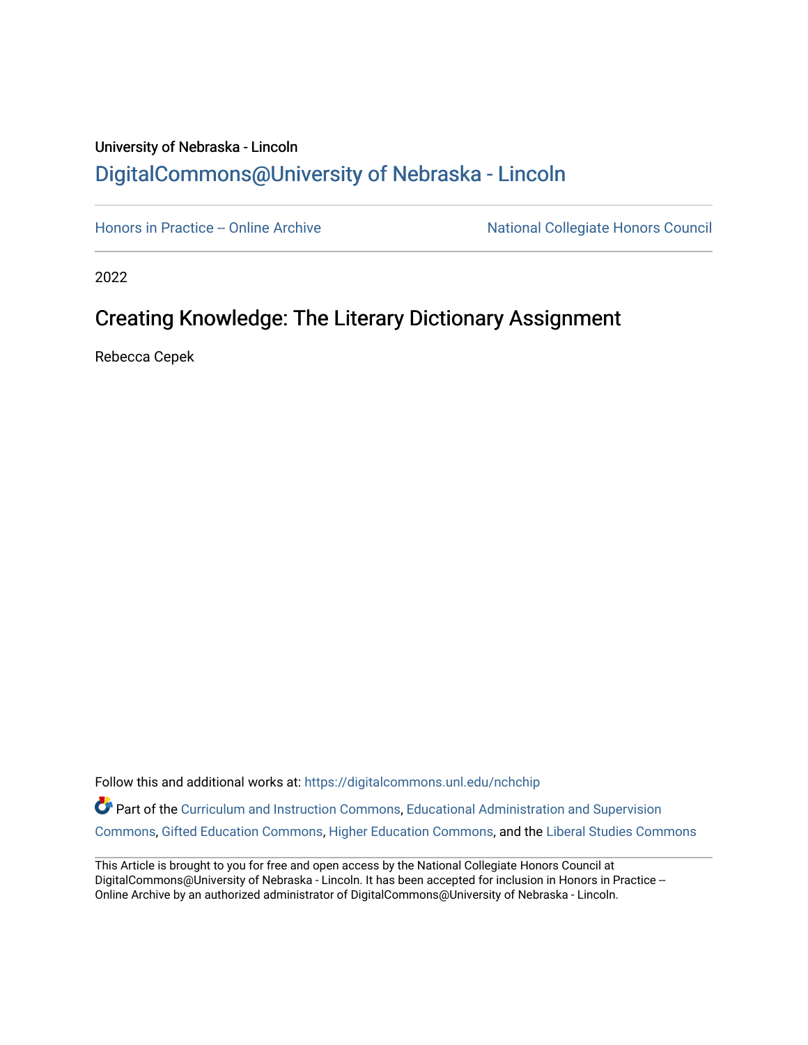University of Nebraska - Lincoln

## DigitalCommons@University of Nebraska - Lincoln

Honors in Practice -- Online Archive | National Collegiate Honors Council

2022

# Creating Knowledge: The Literary Dictionary Assignment

Rebecca Cepek

Follow this and additional works at: https://digitalcommons.unl.edu/nchchip

Part of the Curriculum and Instruction Commons, Educational Administration and Supervision Commons, Gifted Education Commons, Higher Education Commons, and the Liberal Studies Commons

This Article is brought to you for free and open access by the National Collegiate Honors Council at DigitalCommons@University of Nebraska - Lincoln. It has been accepted for inclusion in Honors in Practice -- Online Archive by an authorized administrator of DigitalCommons@University of Nebraska - Lincoln.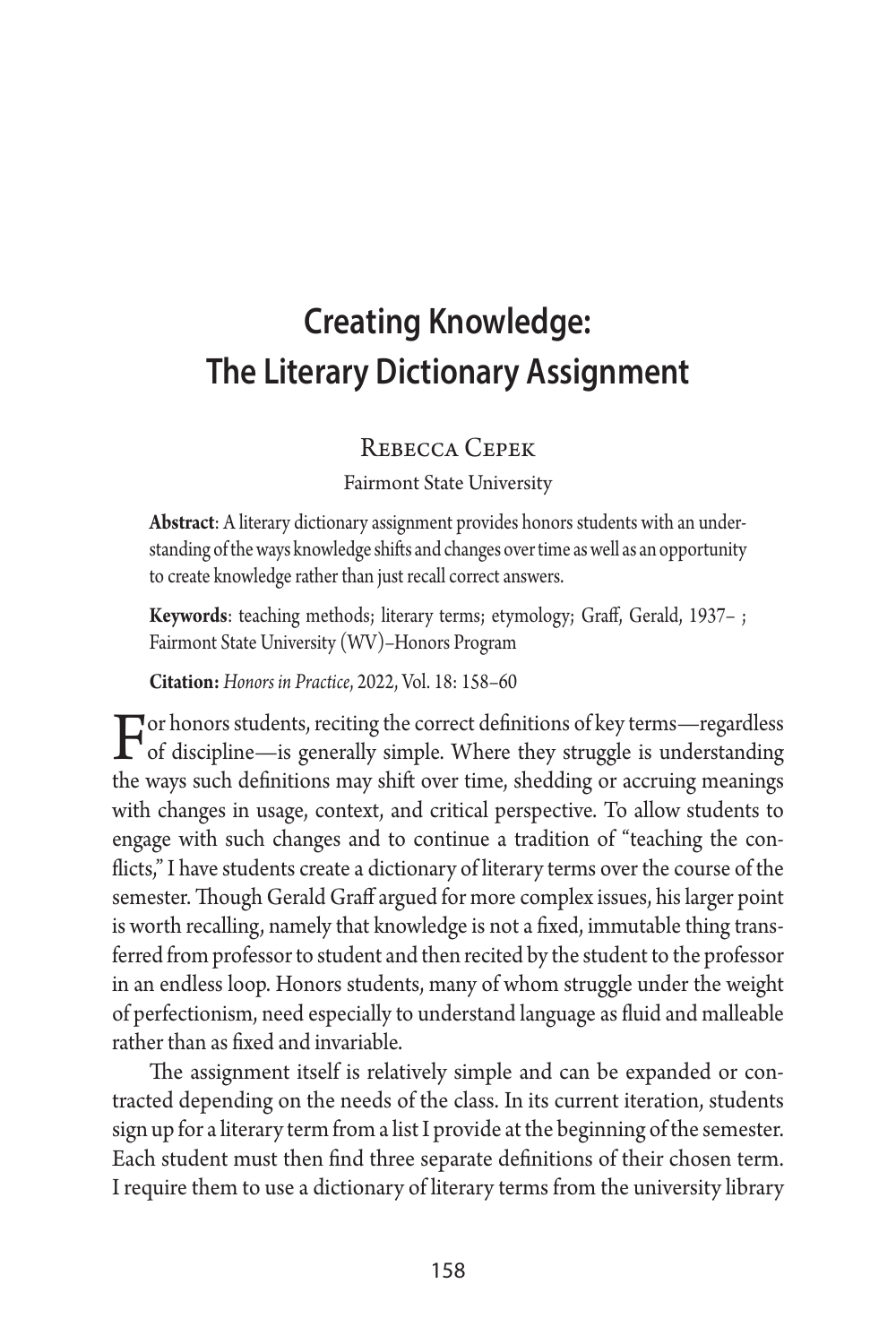# Creating Knowledge: The Literary Dictionary Assignment

Rebecca Cepek

Fairmont State University

**Abstract**: A literary dictionary assignment provides honors students with an understanding of the ways knowledge shifts and changes over time as well as an opportunity to create knowledge rather than just recall correct answers.

**Keywords**: teaching methods; literary terms; etymology; Graff, Gerald, 1937– ; Fairmont State University (WV)–Honors Program

**Citation:** *Honors in Practice*, 2022, Vol. 18: 158–60

For honors students, reciting the correct definitions of key terms—regardless of discipline—is generally simple. Where they struggle is understanding the ways such definitions may shift over time, shedding or accruing meanings with changes in usage, context, and critical perspective. To allow students to engage with such changes and to continue a tradition of "teaching the conflicts," I have students create a dictionary of literary terms over the course of the semester. Though Gerald Graff argued for more complex issues, his larger point is worth recalling, namely that knowledge is not a fixed, immutable thing transferred from professor to student and then recited by the student to the professor in an endless loop. Honors students, many of whom struggle under the weight of perfectionism, need especially to understand language as fluid and malleable rather than as fixed and invariable.

The assignment itself is relatively simple and can be expanded or contracted depending on the needs of the class. In its current iteration, students sign up for a literary term from a list I provide at the beginning of the semester. Each student must then find three separate definitions of their chosen term. I require them to use a dictionary of literary terms from the university library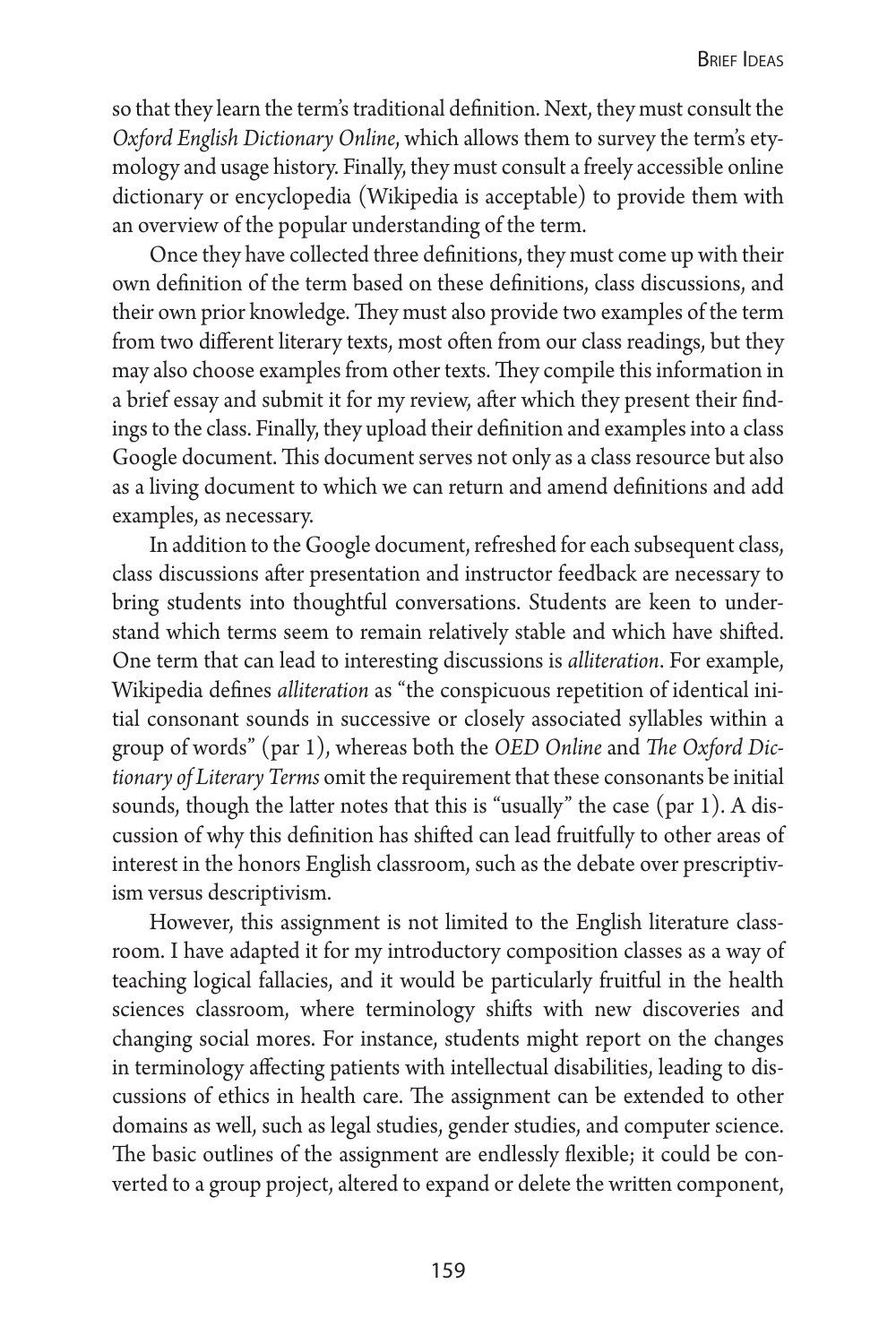so that they learn the term's traditional definition. Next, they must consult the *Oxford English Dictionary Online*, which allows them to survey the term's etymology and usage history. Finally, they must consult a freely accessible online dictionary or encyclopedia (Wikipedia is acceptable) to provide them with an overview of the popular understanding of the term.

Once they have collected three definitions, they must come up with their own definition of the term based on these definitions, class discussions, and their own prior knowledge. They must also provide two examples of the term from two different literary texts, most often from our class readings, but they may also choose examples from other texts. They compile this information in a brief essay and submit it for my review, after which they present their findings to the class. Finally, they upload their definition and examples into a class Google document. This document serves not only as a class resource but also as a living document to which we can return and amend definitions and add examples, as necessary.

In addition to the Google document, refreshed for each subsequent class, class discussions after presentation and instructor feedback are necessary to bring students into thoughtful conversations. Students are keen to understand which terms seem to remain relatively stable and which have shifted. One term that can lead to interesting discussions is *alliteration*. For example, Wikipedia defines *alliteration* as "the conspicuous repetition of identical initial consonant sounds in successive or closely associated syllables within a group of words" (par 1), whereas both the *OED Online* and *The Oxford Dictionary of Literary Terms* omit the requirement that these consonants be initial sounds, though the latter notes that this is "usually" the case (par 1). A discussion of why this definition has shifted can lead fruitfully to other areas of interest in the honors English classroom, such as the debate over prescriptivism versus descriptivism.

However, this assignment is not limited to the English literature classroom. I have adapted it for my introductory composition classes as a way of teaching logical fallacies, and it would be particularly fruitful in the health sciences classroom, where terminology shifts with new discoveries and changing social mores. For instance, students might report on the changes in terminology affecting patients with intellectual disabilities, leading to discussions of ethics in health care. The assignment can be extended to other domains as well, such as legal studies, gender studies, and computer science. The basic outlines of the assignment are endlessly flexible; it could be converted to a group project, altered to expand or delete the written component,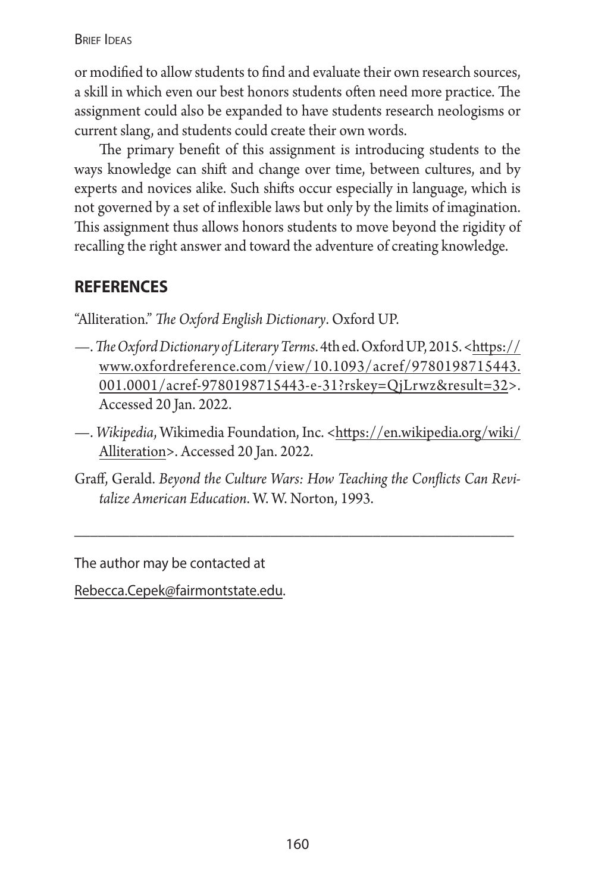or modified to allow students to find and evaluate their own research sources, a skill in which even our best honors students often need more practice. The assignment could also be expanded to have students research neologisms or current slang, and students could create their own words.

The primary benefit of this assignment is introducing students to the ways knowledge can shift and change over time, between cultures, and by experts and novices alike. Such shifts occur especially in language, which is not governed by a set of inflexible laws but only by the limits of imagination. This assignment thus allows honors students to move beyond the rigidity of recalling the right answer and toward the adventure of creating knowledge.

## REFERENCES

"Alliteration." *The Oxford English Dictionary*. Oxford UP.

—. *The Oxford Dictionary of Literary Terms*. 4th ed. Oxford UP, 2015. <https://www.oxfordreference.com/view/10.1093/acref/9780198715443.001.0001/acref-9780198715443-e-31?rskey=QjLrwz&result=32>. Accessed 20 Jan. 2022.

—. *Wikipedia*, Wikimedia Foundation, Inc. <https://en.wikipedia.org/wiki/Alliteration>. Accessed 20 Jan. 2022.

Graff, Gerald. *Beyond the Culture Wars: How Teaching the Conflicts Can Revitalize American Education*. W. W. Norton, 1993.

---

The author may be contacted at

Rebecca.Cepek@fairmontstate.edu.